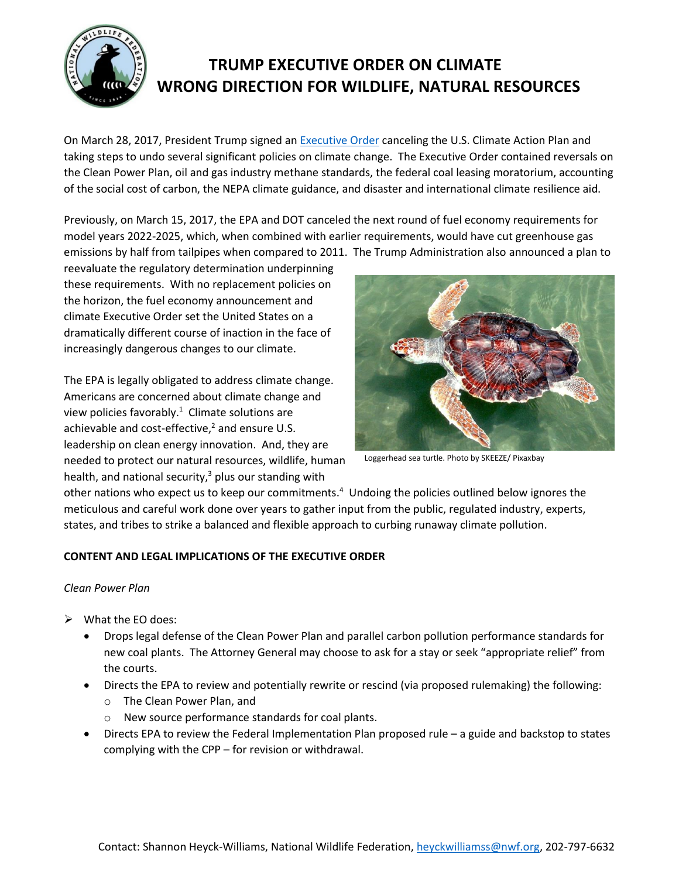# TRUMP EXECUTIVE ORDER ON CLIMATE WRONG DIRECTION FOR WILDLIFE, NATURAL RESOURCES

On March 28, 2017, President Trump signed an [Executive Order](#) canceling the U.S. Climate Action Plan and taking steps to undo several significant policies on climate change. The Executive Order contained reversals on the Clean Power Plan, oil and gas industry methane standards, the federal coal leasing moratorium, accounting of the social cost of carbon, the NEPA climate guidance, and disaster and international climate resilience aid.

Previously, on March 15, 2017, the EPA and DOT canceled the next round of fuel economy requirements for model years 2022-2025, which, when combined with earlier requirements, would have cut greenhouse gas emissions by half from tailpipes when compared to 2011. The Trump Administration also announced a plan to reevaluate the regulatory determination underpinning these requirements. With no replacement policies on the horizon, the fuel economy announcement and climate Executive Order set the United States on a dramatically different course of inaction in the face of increasingly dangerous changes to our climate.

Loggerhead sea turtle. Photo by SKEEZE/ Pixaxbay

The EPA is legally obligated to address climate change. Americans are concerned about climate change and view policies favorably.[1] Climate solutions are achievable and cost-effective,[2] and ensure U.S. leadership on clean energy innovation. And, they are needed to protect our natural resources, wildlife, human health, and national security,[3] plus our standing with other nations who expect us to keep our commitments.[4] Undoing the policies outlined below ignores the meticulous and careful work done over years to gather input from the public, regulated industry, experts, states, and tribes to strike a balanced and flexible approach to curbing runaway climate pollution.

**CONTENT AND LEGAL IMPLICATIONS OF THE EXECUTIVE ORDER**

*Clean Power Plan*

- What the EO does:
  - Drops legal defense of the Clean Power Plan and parallel carbon pollution performance standards for new coal plants. The Attorney General may choose to ask for a stay or seek "appropriate relief" from the courts.
  - Directs the EPA to review and potentially rewrite or rescind (via proposed rulemaking) the following:
    - The Clean Power Plan, and
    - New source performance standards for coal plants.
  - Directs EPA to review the Federal Implementation Plan proposed rule – a guide and backstop to states complying with the CPP – for revision or withdrawal.

Contact: Shannon Heyck-Williams, National Wildlife Federation, heyckwilliamss@nwf.org, 202-797-6632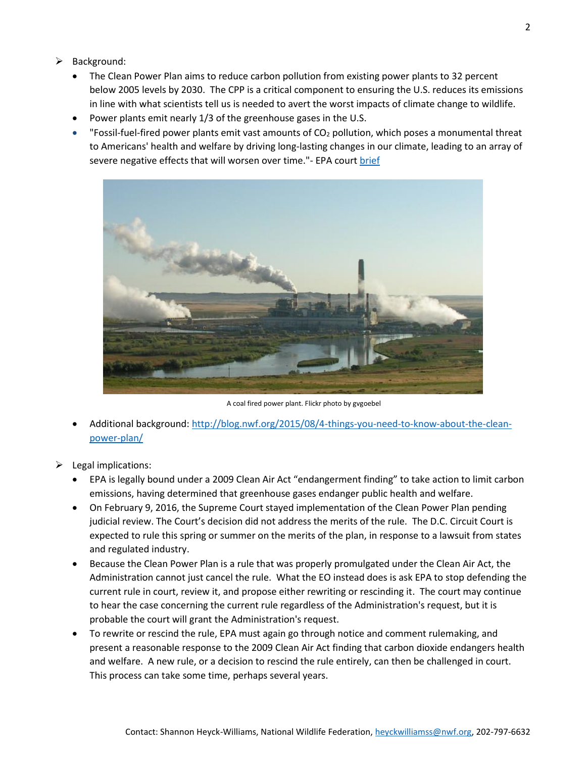- Background:
  - The Clean Power Plan aims to reduce carbon pollution from existing power plants to 32 percent below 2005 levels by 2030. The CPP is a critical component to ensuring the U.S. reduces its emissions in line with what scientists tell us is needed to avert the worst impacts of climate change to wildlife.
  - Power plants emit nearly 1/3 of the greenhouse gases in the U.S.
  - "Fossil-fuel-fired power plants emit vast amounts of $CO_2$ pollution, which poses a monumental threat to Americans' health and welfare by driving long-lasting changes in our climate, leading to an array of severe negative effects that will worsen over time."- EPA court brief

A coal fired power plant. Flickr photo by gvgoebel

  - Additional background: http://blog.nwf.org/2015/08/4-things-you-need-to-know-about-the-clean-power-plan/

- Legal implications:
  - EPA is legally bound under a 2009 Clean Air Act "endangerment finding" to take action to limit carbon emissions, having determined that greenhouse gases endanger public health and welfare.
  - On February 9, 2016, the Supreme Court stayed implementation of the Clean Power Plan pending judicial review. The Court's decision did not address the merits of the rule. The D.C. Circuit Court is expected to rule this spring or summer on the merits of the plan, in response to a lawsuit from states and regulated industry.
  - Because the Clean Power Plan is a rule that was properly promulgated under the Clean Air Act, the Administration cannot just cancel the rule. What the EO instead does is ask EPA to stop defending the current rule in court, review it, and propose either rewriting or rescinding it. The court may continue to hear the case concerning the current rule regardless of the Administration's request, but it is probable the court will grant the Administration's request.
  - To rewrite or rescind the rule, EPA must again go through notice and comment rulemaking, and present a reasonable response to the 2009 Clean Air Act finding that carbon dioxide endangers health and welfare. A new rule, or a decision to rescind the rule entirely, can then be challenged in court. This process can take some time, perhaps several years.

Contact: Shannon Heyck-Williams, National Wildlife Federation, heyckwilliamss@nwf.org, 202-797-6632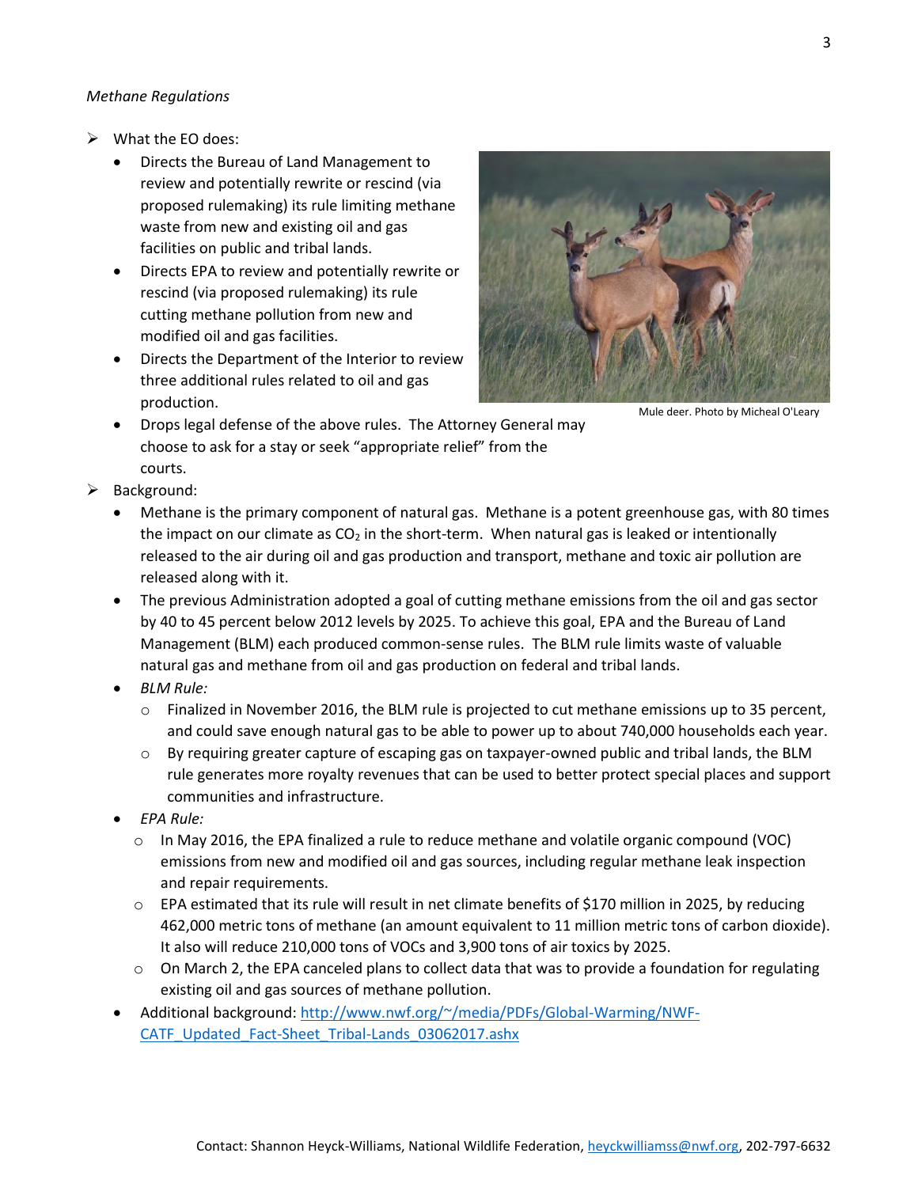*Methane Regulations*

- What the EO does:
  - Directs the Bureau of Land Management to review and potentially rewrite or rescind (via proposed rulemaking) its rule limiting methane waste from new and existing oil and gas facilities on public and tribal lands.
  - Directs EPA to review and potentially rewrite or rescind (via proposed rulemaking) its rule cutting methane pollution from new and modified oil and gas facilities.
  - Directs the Department of the Interior to review three additional rules related to oil and gas production.
  - Drops legal defense of the above rules. The Attorney General may choose to ask for a stay or seek "appropriate relief" from the courts.

Mule deer. Photo by Micheal O'Leary

- Background:
  - Methane is the primary component of natural gas. Methane is a potent greenhouse gas, with 80 times the impact on our climate as $CO_2$ in the short-term. When natural gas is leaked or intentionally released to the air during oil and gas production and transport, methane and toxic air pollution are released along with it.
  - The previous Administration adopted a goal of cutting methane emissions from the oil and gas sector by 40 to 45 percent below 2012 levels by 2025. To achieve this goal, EPA and the Bureau of Land Management (BLM) each produced common-sense rules. The BLM rule limits waste of valuable natural gas and methane from oil and gas production on federal and tribal lands.
  - *BLM Rule:*
    - Finalized in November 2016, the BLM rule is projected to cut methane emissions up to 35 percent, and could save enough natural gas to be able to power up to about 740,000 households each year.
    - By requiring greater capture of escaping gas on taxpayer-owned public and tribal lands, the BLM rule generates more royalty revenues that can be used to better protect special places and support communities and infrastructure.
  - *EPA Rule:*
    - In May 2016, the EPA finalized a rule to reduce methane and volatile organic compound (VOC) emissions from new and modified oil and gas sources, including regular methane leak inspection and repair requirements.
    - EPA estimated that its rule will result in net climate benefits of $170 million in 2025, by reducing 462,000 metric tons of methane (an amount equivalent to 11 million metric tons of carbon dioxide). It also will reduce 210,000 tons of VOCs and 3,900 tons of air toxics by 2025.
    - On March 2, the EPA canceled plans to collect data that was to provide a foundation for regulating existing oil and gas sources of methane pollution.
  - Additional background: http://www.nwf.org/~/media/PDFs/Global-Warming/NWF-CATF_Updated_Fact-Sheet_Tribal-Lands_03062017.ashx

Contact: Shannon Heyck-Williams, National Wildlife Federation, heyckwilliamss@nwf.org, 202-797-6632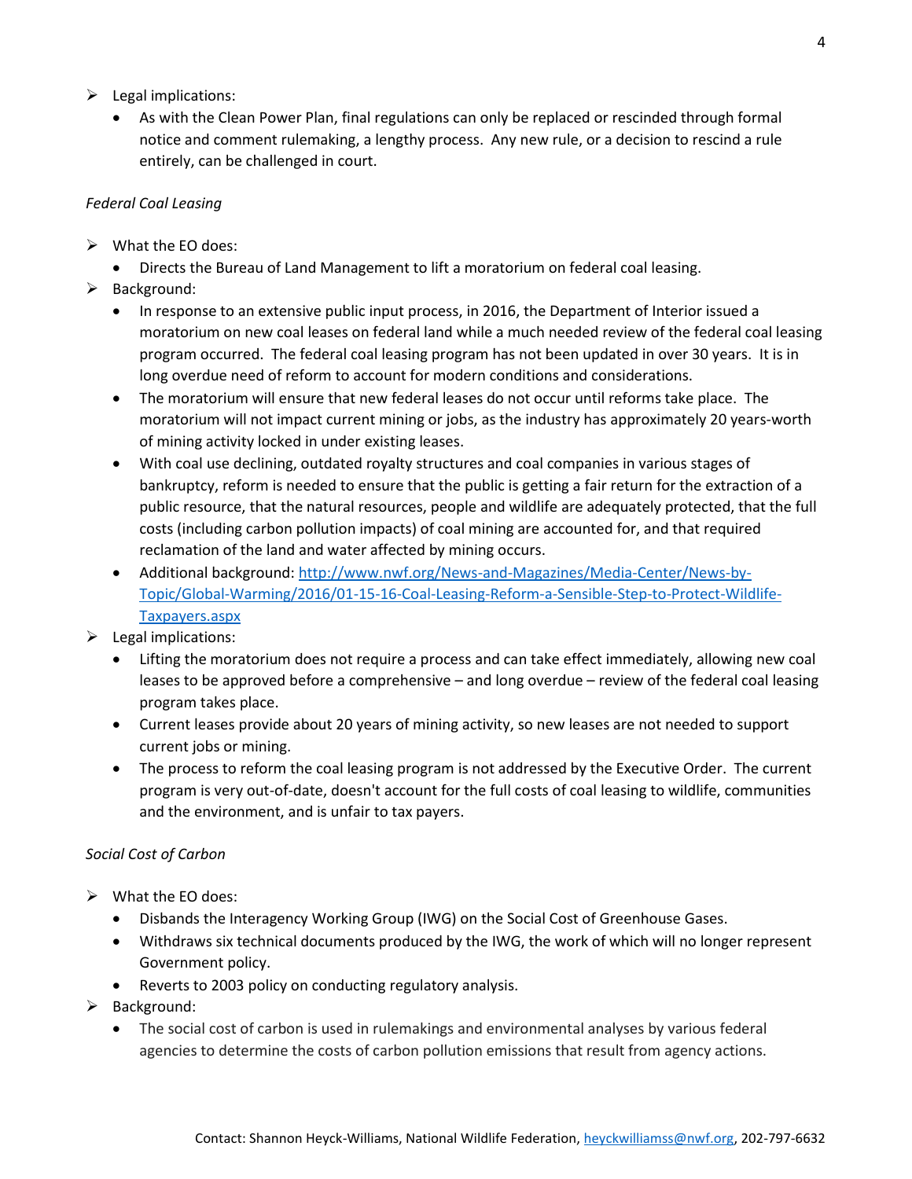- Legal implications:
  - As with the Clean Power Plan, final regulations can only be replaced or rescinded through formal notice and comment rulemaking, a lengthy process. Any new rule, or a decision to rescind a rule entirely, can be challenged in court.

*Federal Coal Leasing*

- What the EO does:
  - Directs the Bureau of Land Management to lift a moratorium on federal coal leasing.
- Background:
  - In response to an extensive public input process, in 2016, the Department of Interior issued a moratorium on new coal leases on federal land while a much needed review of the federal coal leasing program occurred. The federal coal leasing program has not been updated in over 30 years. It is in long overdue need of reform to account for modern conditions and considerations.
  - The moratorium will ensure that new federal leases do not occur until reforms take place. The moratorium will not impact current mining or jobs, as the industry has approximately 20 years-worth of mining activity locked in under existing leases.
  - With coal use declining, outdated royalty structures and coal companies in various stages of bankruptcy, reform is needed to ensure that the public is getting a fair return for the extraction of a public resource, that the natural resources, people and wildlife are adequately protected, that the full costs (including carbon pollution impacts) of coal mining are accounted for, and that required reclamation of the land and water affected by mining occurs.
  - Additional background: [http://www.nwf.org/News-and-Magazines/Media-Center/News-by-Topic/Global-Warming/2016/01-15-16-Coal-Leasing-Reform-a-Sensible-Step-to-Protect-Wildlife-Taxpayers.aspx](http://www.nwf.org/News-and-Magazines/Media-Center/News-by-Topic/Global-Warming/2016/01-15-16-Coal-Leasing-Reform-a-Sensible-Step-to-Protect-Wildlife-Taxpayers.aspx)
- Legal implications:
  - Lifting the moratorium does not require a process and can take effect immediately, allowing new coal leases to be approved before a comprehensive – and long overdue – review of the federal coal leasing program takes place.
  - Current leases provide about 20 years of mining activity, so new leases are not needed to support current jobs or mining.
  - The process to reform the coal leasing program is not addressed by the Executive Order. The current program is very out-of-date, doesn't account for the full costs of coal leasing to wildlife, communities and the environment, and is unfair to tax payers.

*Social Cost of Carbon*

- What the EO does:
  - Disbands the Interagency Working Group (IWG) on the Social Cost of Greenhouse Gases.
  - Withdraws six technical documents produced by the IWG, the work of which will no longer represent Government policy.
  - Reverts to 2003 policy on conducting regulatory analysis.
- Background:
  - The social cost of carbon is used in rulemakings and environmental analyses by various federal agencies to determine the costs of carbon pollution emissions that result from agency actions.

Contact: Shannon Heyck-Williams, National Wildlife Federation, [heyckwilliamss@nwf.org](mailto:heyckwilliamss@nwf.org), 202-797-6632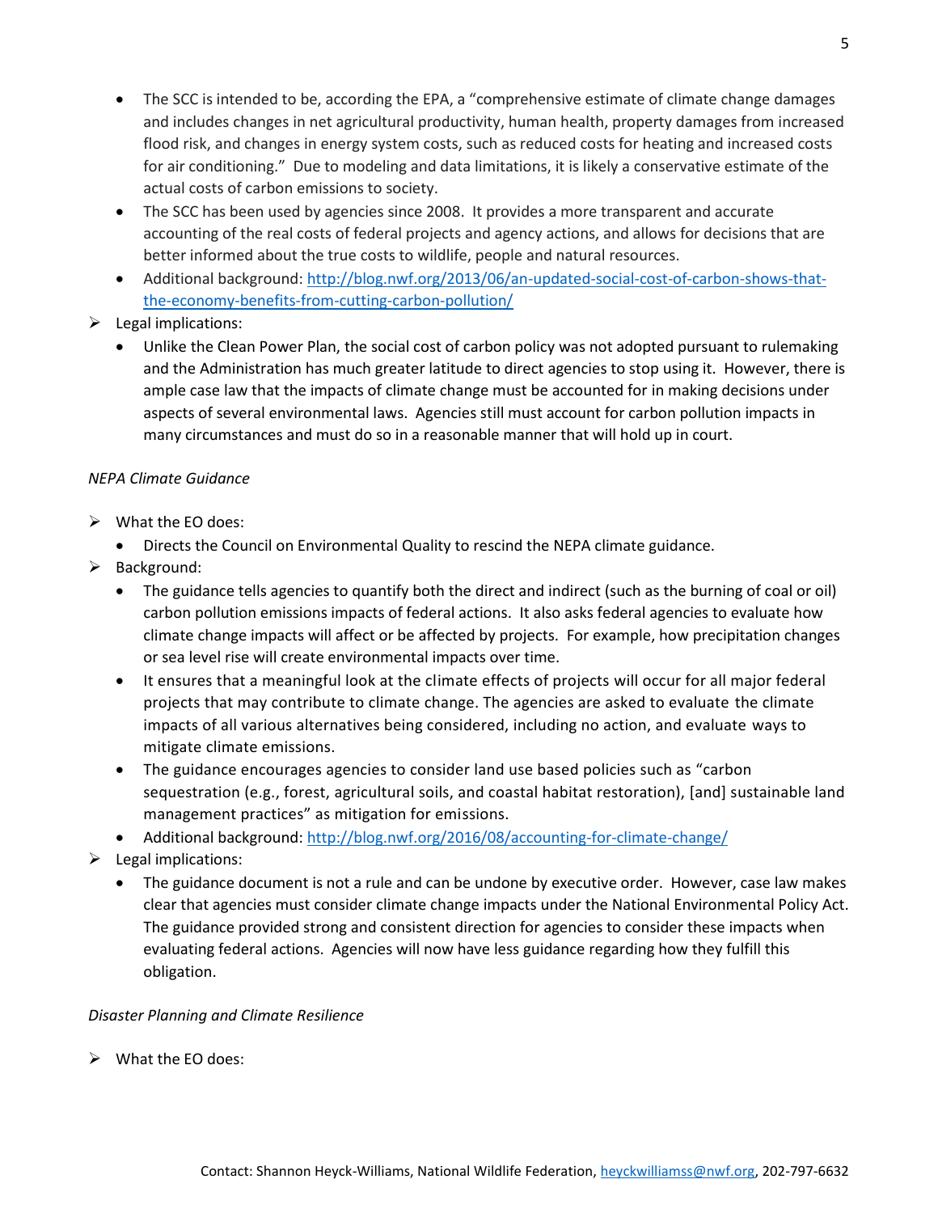- The SCC is intended to be, according the EPA, a "comprehensive estimate of climate change damages and includes changes in net agricultural productivity, human health, property damages from increased flood risk, and changes in energy system costs, such as reduced costs for heating and increased costs for air conditioning." Due to modeling and data limitations, it is likely a conservative estimate of the actual costs of carbon emissions to society.
- The SCC has been used by agencies since 2008. It provides a more transparent and accurate accounting of the real costs of federal projects and agency actions, and allows for decisions that are better informed about the true costs to wildlife, people and natural resources.
- Additional background: [http://blog.nwf.org/2013/06/an-updated-social-cost-of-carbon-shows-that-the-economy-benefits-from-cutting-carbon-pollution/](http://blog.nwf.org/2013/06/an-updated-social-cost-of-carbon-shows-that-the-economy-benefits-from-cutting-carbon-pollution/)

➢ Legal implications:

- Unlike the Clean Power Plan, the social cost of carbon policy was not adopted pursuant to rulemaking and the Administration has much greater latitude to direct agencies to stop using it. However, there is ample case law that the impacts of climate change must be accounted for in making decisions under aspects of several environmental laws. Agencies still must account for carbon pollution impacts in many circumstances and must do so in a reasonable manner that will hold up in court.

*NEPA Climate Guidance*

➢ What the EO does:

- Directs the Council on Environmental Quality to rescind the NEPA climate guidance.

➢ Background:

- The guidance tells agencies to quantify both the direct and indirect (such as the burning of coal or oil) carbon pollution emissions impacts of federal actions. It also asks federal agencies to evaluate how climate change impacts will affect or be affected by projects. For example, how precipitation changes or sea level rise will create environmental impacts over time.
- It ensures that a meaningful look at the climate effects of projects will occur for all major federal projects that may contribute to climate change. The agencies are asked to evaluate the climate impacts of all various alternatives being considered, including no action, and evaluate ways to mitigate climate emissions.
- The guidance encourages agencies to consider land use based policies such as "carbon sequestration (e.g., forest, agricultural soils, and coastal habitat restoration), [and] sustainable land management practices" as mitigation for emissions.
- Additional background: [http://blog.nwf.org/2016/08/accounting-for-climate-change/](http://blog.nwf.org/2016/08/accounting-for-climate-change/)

➢ Legal implications:

- The guidance document is not a rule and can be undone by executive order. However, case law makes clear that agencies must consider climate change impacts under the National Environmental Policy Act. The guidance provided strong and consistent direction for agencies to consider these impacts when evaluating federal actions. Agencies will now have less guidance regarding how they fulfill this obligation.

*Disaster Planning and Climate Resilience*

➢ What the EO does: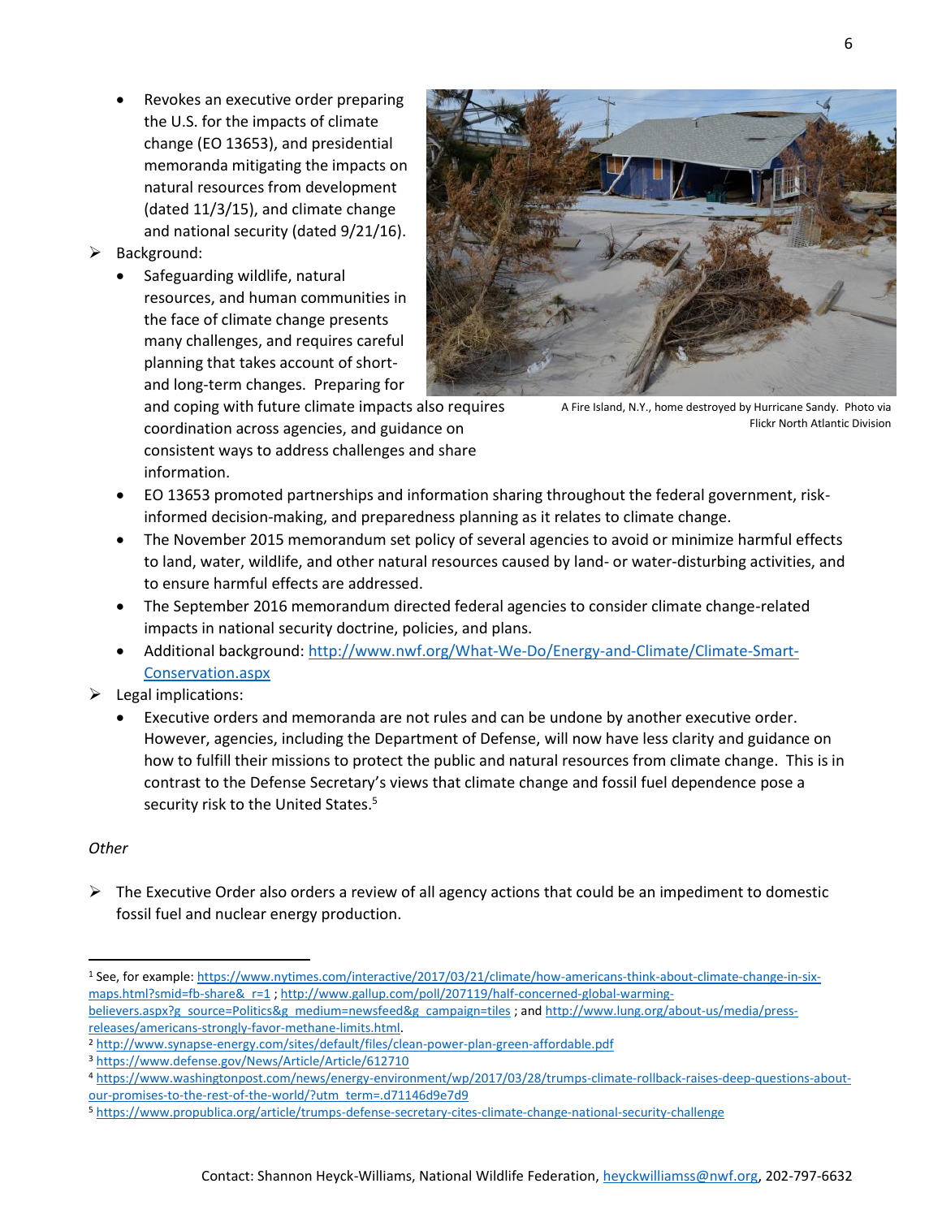- Revokes an executive order preparing the U.S. for the impacts of climate change (EO 13653), and presidential memoranda mitigating the impacts on natural resources from development (dated 11/3/15), and climate change and national security (dated 9/21/16).

➢ Background:
  - Safeguarding wildlife, natural resources, and human communities in the face of climate change presents many challenges, and requires careful planning that takes account of short- and long-term changes. Preparing for and coping with future climate impacts also requires coordination across agencies, and guidance on consistent ways to address challenges and share information.
  - EO 13653 promoted partnerships and information sharing throughout the federal government, risk-informed decision-making, and preparedness planning as it relates to climate change.
  - The November 2015 memorandum set policy of several agencies to avoid or minimize harmful effects to land, water, wildlife, and other natural resources caused by land- or water-disturbing activities, and to ensure harmful effects are addressed.
  - The September 2016 memorandum directed federal agencies to consider climate change-related impacts in national security doctrine, policies, and plans.
  - Additional background: http://www.nwf.org/What-We-Do/Energy-and-Climate/Climate-Smart-Conservation.aspx

A Fire Island, N.Y., home destroyed by Hurricane Sandy. Photo via Flickr North Atlantic Division

➢ Legal implications:
  - Executive orders and memoranda are not rules and can be undone by another executive order. However, agencies, including the Department of Defense, will now have less clarity and guidance on how to fulfill their missions to protect the public and natural resources from climate change. This is in contrast to the Defense Secretary's views that climate change and fossil fuel dependence pose a security risk to the United States.[5]

*Other*

➢ The Executive Order also orders a review of all agency actions that could be an impediment to domestic fossil fuel and nuclear energy production.

---

[1] See, for example: https://www.nytimes.com/interactive/2017/03/21/climate/how-americans-think-about-climate-change-in-six-maps.html?smid=fb-share&_r=1 ; http://www.gallup.com/poll/207119/half-concerned-global-warming-believers.aspx?g_source=Politics&g_medium=newsfeed&g_campaign=tiles ; and http://www.lung.org/about-us/media/press-releases/americans-strongly-favor-methane-limits.html.

[2] http://www.synapse-energy.com/sites/default/files/clean-power-plan-green-affordable.pdf

[3] https://www.defense.gov/News/Article/Article/612710

[4] https://www.washingtonpost.com/news/energy-environment/wp/2017/03/28/trumps-climate-rollback-raises-deep-questions-about-our-promises-to-the-rest-of-the-world/?utm_term=.d71146d9e7d9

[5] https://www.propublica.org/article/trumps-defense-secretary-cites-climate-change-national-security-challenge

Contact: Shannon Heyck-Williams, National Wildlife Federation, heyckwilliamss@nwf.org, 202-797-6632